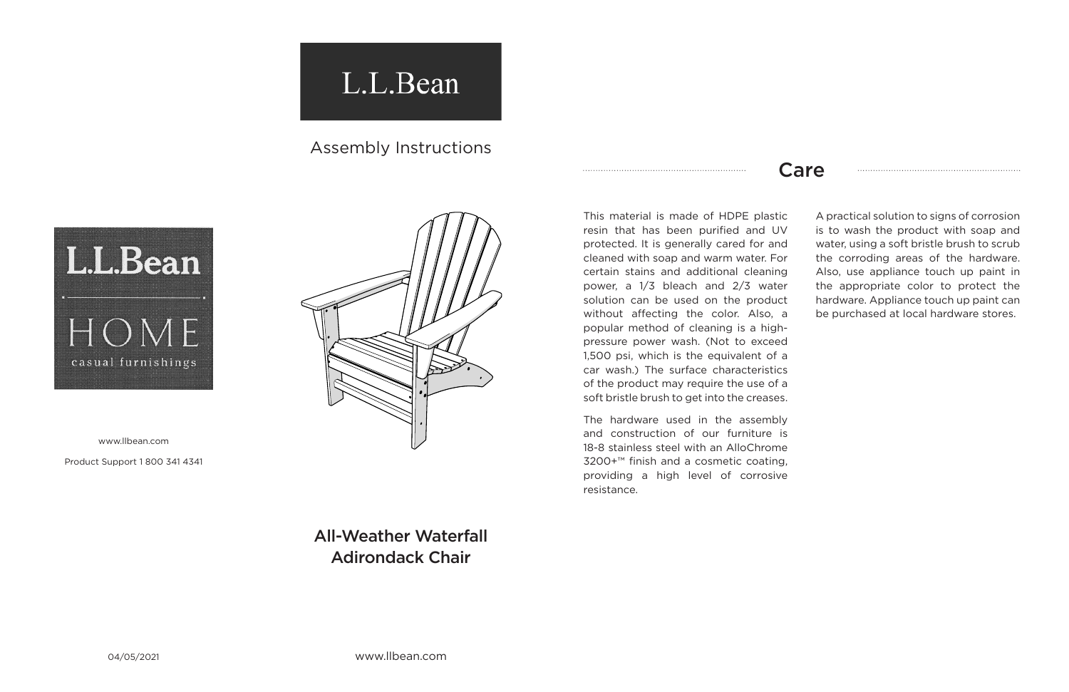L.L.Bean

Assembly Instructions

L.L.Bean

HOME

casual furnishings

www.llbean.com

Product Support 1 800 341 4341

# All-Weather Waterfall Adirondack Chair

04/05/2021

www.llbean.com

## Care

This material is made of HDPE plastic resin that has been purified and UV protected. It is generally cared for and cleaned with soap and warm water. For certain stains and additional cleaning power, a 1/3 bleach and 2/3 water solution can be used on the product without affecting the color. Also, a popular method of cleaning is a high-pressure power wash. (Not to exceed 1,500 psi, which is the equivalent of a car wash.) The surface characteristics of the product may require the use of a soft bristle brush to get into the creases.

The hardware used in the assembly and construction of our furniture is 18-8 stainless steel with an AlloChrome 3200+™ finish and a cosmetic coating, providing a high level of corrosive resistance.

A practical solution to signs of corrosion is to wash the product with soap and water, using a soft bristle brush to scrub the corroding areas of the hardware. Also, use appliance touch up paint in the appropriate color to protect the hardware. Appliance touch up paint can be purchased at local hardware stores.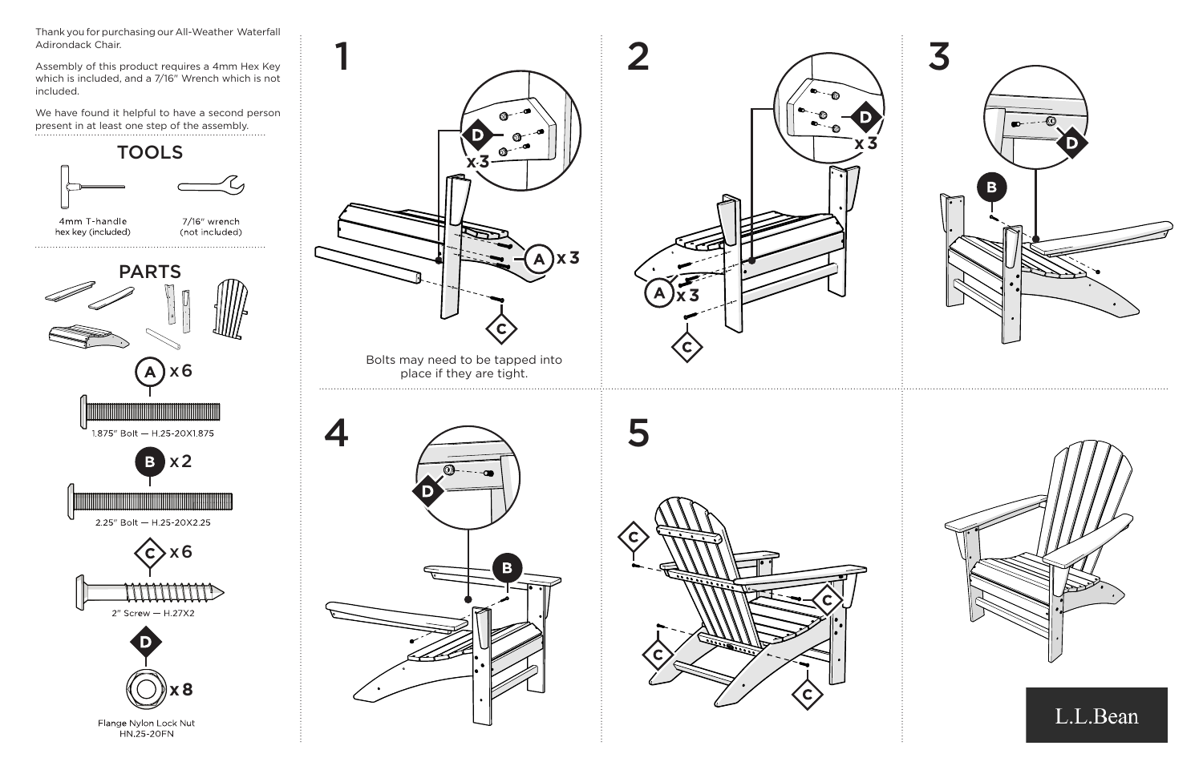Thank you for purchasing our All-Weather Waterfall Adirondack Chair.

Assembly of this product requires a 4mm Hex Key which is included, and a 7/16" Wrench which is not included.

We have found it helpful to have a second person present in at least one step of the assembly.

## TOOLS

4mm T-handle hex key (included)

7/16" wrench (not included)

## PARTS

A x6

1.875" Bolt — H.25-20X1.875

B x2

2.25" Bolt — H.25-20X2.25

C x6

2" Screw — H.27X2

D x8

Flange Nylon Lock Nut HN.25-20FN

## 1

D x3

A x3

C

Bolts may need to be tapped into place if they are tight.

## 2

D x3

A x3

C

## 3

B

D

## 4

D

B

## 5

C

C

C

C

L.L.Bean